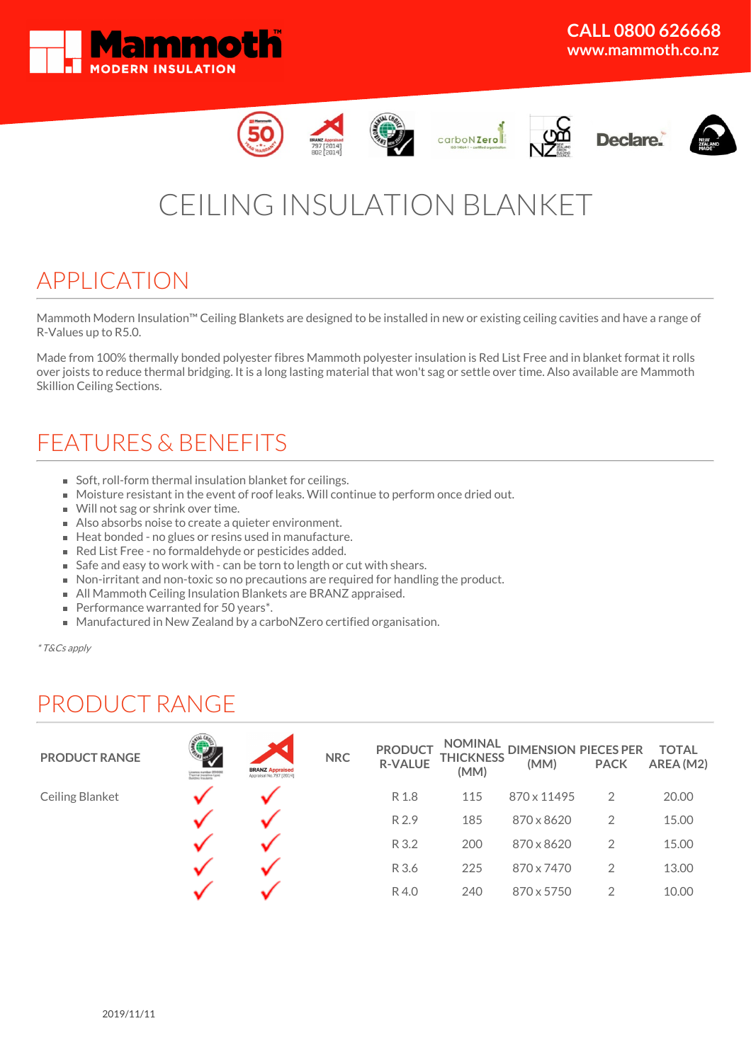Mammoth™ MODERN INSULATION

CALL 0800 626668
www.mammoth.co.nz

# CEILING INSULATION BLANKET

## APPLICATION

Mammoth Modern Insulation™ Ceiling Blankets are designed to be installed in new or existing ceiling cavities and have a range of R-Values up to R5.0.

Made from 100% thermally bonded polyester fibres Mammoth polyester insulation is Red List Free and in blanket format it rolls over joists to reduce thermal bridging. It is a long lasting material that won't sag or settle over time. Also available are Mammoth Skillion Ceiling Sections.

## FEATURES & BENEFITS

- Soft, roll-form thermal insulation blanket for ceilings.
- Moisture resistant in the event of roof leaks. Will continue to perform once dried out.
- Will not sag or shrink over time.
- Also absorbs noise to create a quieter environment.
- Heat bonded - no glues or resins used in manufacture.
- Red List Free - no formaldehyde or pesticides added.
- Safe and easy to work with - can be torn to length or cut with shears.
- Non-irritant and non-toxic so no precautions are required for handling the product.
- All Mammoth Ceiling Insulation Blankets are BRANZ appraised.
- Performance warranted for 50 years*.
- Manufactured in New Zealand by a carboNZero certified organisation.

*\* T&Cs apply*

## PRODUCT RANGE

| PRODUCT RANGE | Environmental Choice | BRANZ Appraised | NRC | PRODUCT R-VALUE | NOMINAL THICKNESS (MM) | DIMENSION (MM) | PIECES PER PACK | TOTAL AREA (M2) |
|---|---|---|---|---|---|---|---|---|
| Ceiling Blanket | ✓ | ✓ | | R 1.8 | 115 | 870 x 11495 | 2 | 20.00 |
| | ✓ | ✓ | | R 2.9 | 185 | 870 x 8620 | 2 | 15.00 |
| | ✓ | ✓ | | R 3.2 | 200 | 870 x 8620 | 2 | 15.00 |
| | ✓ | ✓ | | R 3.6 | 225 | 870 x 7470 | 2 | 13.00 |
| | ✓ | ✓ | | R 4.0 | 240 | 870 x 5750 | 2 | 10.00 |

2019/11/11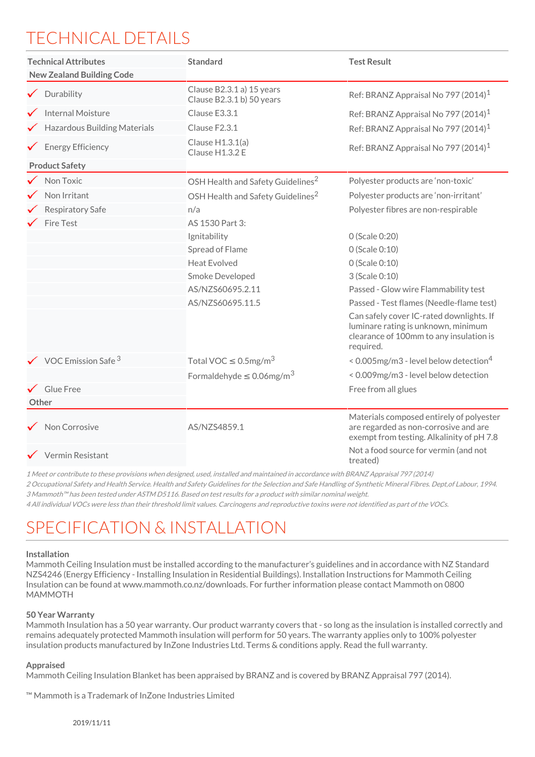# TECHNICAL DETAILS

| Technical Attributes | Standard | Test Result |
|---|---|---|
| **New Zealand Building Code** | | |
| ✓ Durability | Clause B2.3.1 a) 15 years<br>Clause B2.3.1 b) 50 years | Ref: BRANZ Appraisal No 797 (2014)[1] |
| ✓ Internal Moisture | Clause E3.3.1 | Ref: BRANZ Appraisal No 797 (2014)[1] |
| ✓ Hazardous Building Materials | Clause F2.3.1 | Ref: BRANZ Appraisal No 797 (2014)[1] |
| ✓ Energy Efficiency | Clause H1.3.1(a)<br>Clause H1.3.2 E | Ref: BRANZ Appraisal No 797 (2014)[1] |
| **Product Safety** | | |
| ✓ Non Toxic | OSH Health and Safety Guidelines[2] | Polyester products are 'non-toxic' |
| ✓ Non Irritant | OSH Health and Safety Guidelines[2] | Polyester products are 'non-irritant' |
| ✓ Respiratory Safe | n/a | Polyester fibres are non-respirable |
| ✓ Fire Test | AS 1530 Part 3: | |
| | Ignitability | 0 (Scale 0:20) |
| | Spread of Flame | 0 (Scale 0:10) |
| | Heat Evolved | 0 (Scale 0:10) |
| | Smoke Developed | 3 (Scale 0:10) |
| | AS/NZS60695.2.11 | Passed - Glow wire Flammability test |
| | AS/NZS60695.11.5 | Passed - Test flames (Needle-flame test) |
| | | Can safely cover IC-rated downlights. If luminare rating is unknown, minimum clearance of 100mm to any insulation is required. |
| ✓ VOC Emission Safe [3] | Total VOC ≤ 0.5mg/m[3] | < 0.005mg/m3 - level below detection[4] |
| | Formaldehyde ≤ 0.06mg/m[3] | < 0.009mg/m3 - level below detection |
| ✓ Glue Free | | Free from all glues |
| **Other** | | |
| ✓ Non Corrosive | AS/NZS4859.1 | Materials composed entirely of polyester are regarded as non-corrosive and are exempt from testing. Alkalinity of pH 7.8 |
| ✓ Vermin Resistant | | Not a food source for vermin (and not treated) |

*1 Meet or contribute to these provisions when designed, used, installed and maintained in accordance with BRANZ Appraisal 797 (2014)*
*2 Occupational Safety and Health Service. Health and Safety Guidelines for the Selection and Safe Handling of Synthetic Mineral Fibres. Dept,of Labour, 1994.*
*3 Mammoth™ has been tested under ASTM D5116. Based on test results for a product with similar nominal weight.*
*4 All individual VOCs were less than their threshold limit values. Carcinogens and reproductive toxins were not identified as part of the VOCs.*

# SPECIFICATION & INSTALLATION

**Installation**
Mammoth Ceiling Insulation must be installed according to the manufacturer's guidelines and in accordance with NZ Standard NZS4246 (Energy Efficiency - Installing Insulation in Residential Buildings). Installation Instructions for Mammoth Ceiling Insulation can be found at www.mammoth.co.nz/downloads. For further information please contact Mammoth on 0800 MAMMOTH

**50 Year Warranty**
Mammoth Insulation has a 50 year warranty. Our product warranty covers that - so long as the insulation is installed correctly and remains adequately protected Mammoth insulation will perform for 50 years. The warranty applies only to 100% polyester insulation products manufactured by InZone Industries Ltd. Terms & conditions apply. Read the full warranty.

**Appraised**
Mammoth Ceiling Insulation Blanket has been appraised by BRANZ and is covered by BRANZ Appraisal 797 (2014).

™ Mammoth is a Trademark of InZone Industries Limited

2019/11/11